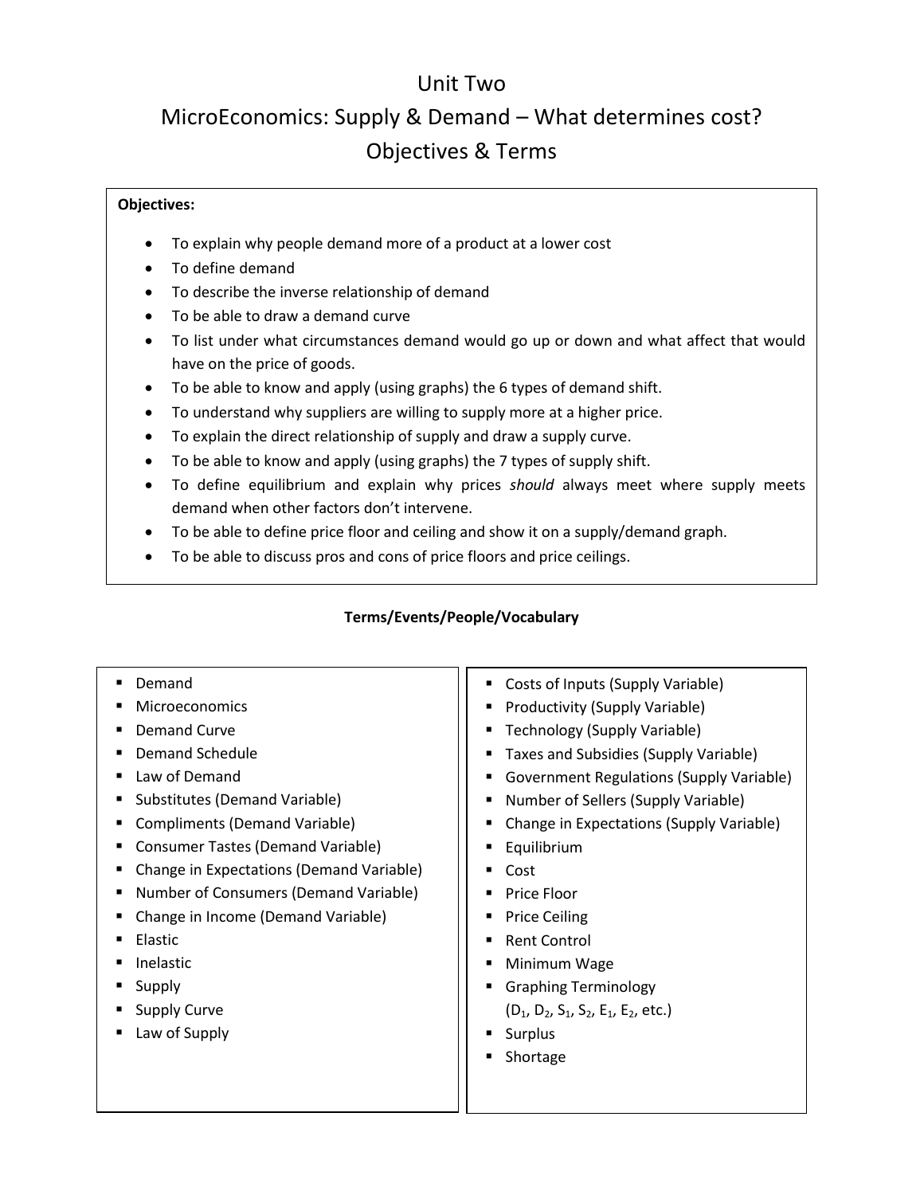# Unit Two

# MicroEconomics: Supply & Demand – What determines cost?

# Objectives & Terms

**Objectives:**

- To explain why people demand more of a product at a lower cost
- To define demand
- To describe the inverse relationship of demand
- To be able to draw a demand curve
- To list under what circumstances demand would go up or down and what affect that would have on the price of goods.
- To be able to know and apply (using graphs) the 6 types of demand shift.
- To understand why suppliers are willing to supply more at a higher price.
- To explain the direct relationship of supply and draw a supply curve.
- To be able to know and apply (using graphs) the 7 types of supply shift.
- To define equilibrium and explain why prices *should* always meet where supply meets demand when other factors don't intervene.
- To be able to define price floor and ceiling and show it on a supply/demand graph.
- To be able to discuss pros and cons of price floors and price ceilings.

**Terms/Events/People/Vocabulary**

- Demand
- Microeconomics
- Demand Curve
- Demand Schedule
- Law of Demand
- Substitutes (Demand Variable)
- Compliments (Demand Variable)
- Consumer Tastes (Demand Variable)
- Change in Expectations (Demand Variable)
- Number of Consumers (Demand Variable)
- Change in Income (Demand Variable)
- Elastic
- Inelastic
- Supply
- Supply Curve
- Law of Supply
- Costs of Inputs (Supply Variable)
- Productivity (Supply Variable)
- Technology (Supply Variable)
- Taxes and Subsidies (Supply Variable)
- Government Regulations (Supply Variable)
- Number of Sellers (Supply Variable)
- Change in Expectations (Supply Variable)
- Equilibrium
- Cost
- Price Floor
- Price Ceiling
- Rent Control
- Minimum Wage
- Graphing Terminology ($D_1$, $D_2$, $S_1$, $S_2$, $E_1$, $E_2$, etc.)
- Surplus
- Shortage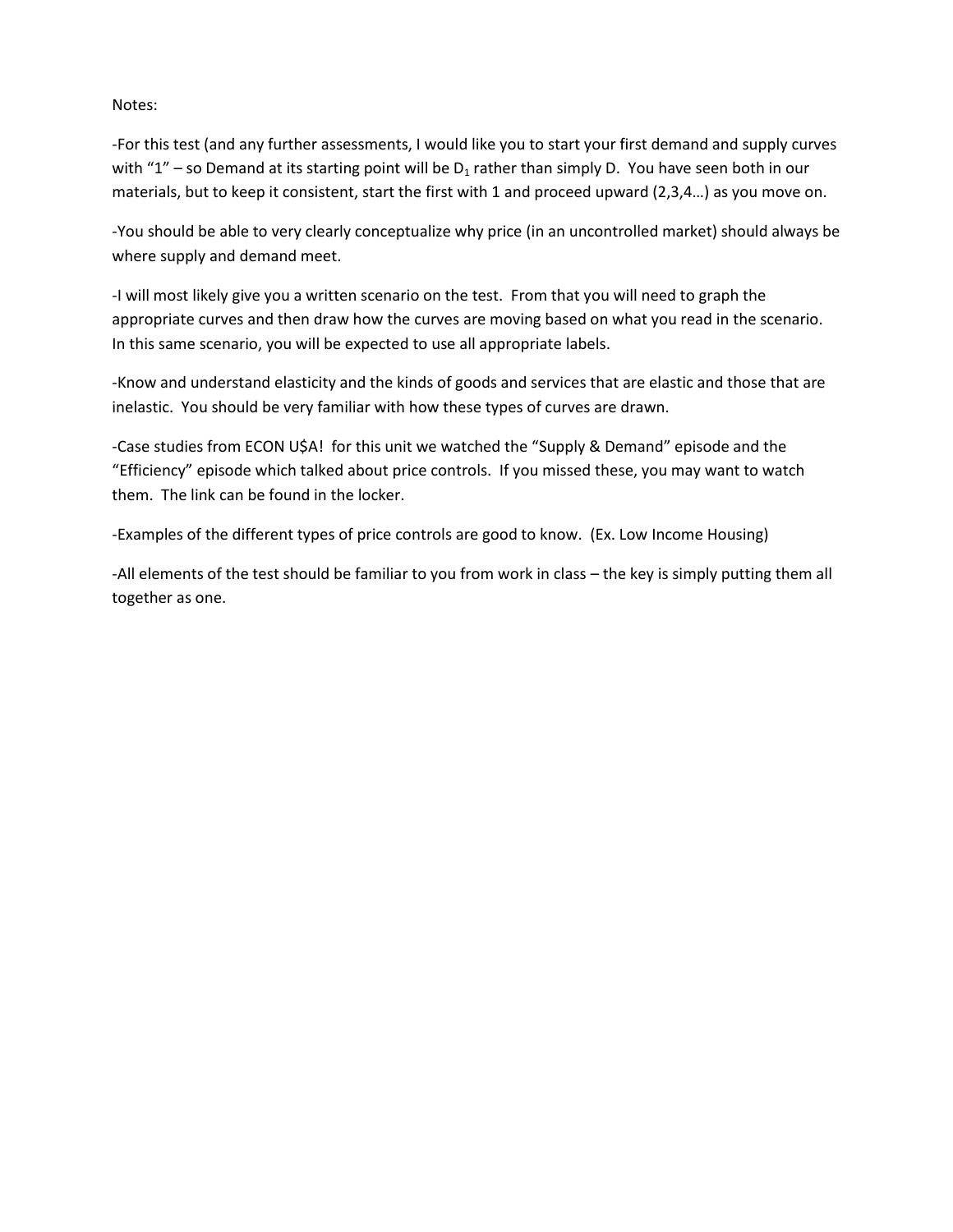Notes:

-For this test (and any further assessments, I would like you to start your first demand and supply curves with "1" – so Demand at its starting point will be $D_1$ rather than simply D. You have seen both in our materials, but to keep it consistent, start the first with 1 and proceed upward (2,3,4…) as you move on.

-You should be able to very clearly conceptualize why price (in an uncontrolled market) should always be where supply and demand meet.

-I will most likely give you a written scenario on the test. From that you will need to graph the appropriate curves and then draw how the curves are moving based on what you read in the scenario. In this same scenario, you will be expected to use all appropriate labels.

-Know and understand elasticity and the kinds of goods and services that are elastic and those that are inelastic. You should be very familiar with how these types of curves are drawn.

-Case studies from ECON U$A! for this unit we watched the "Supply & Demand" episode and the "Efficiency" episode which talked about price controls. If you missed these, you may want to watch them. The link can be found in the locker.

-Examples of the different types of price controls are good to know. (Ex. Low Income Housing)

-All elements of the test should be familiar to you from work in class – the key is simply putting them all together as one.